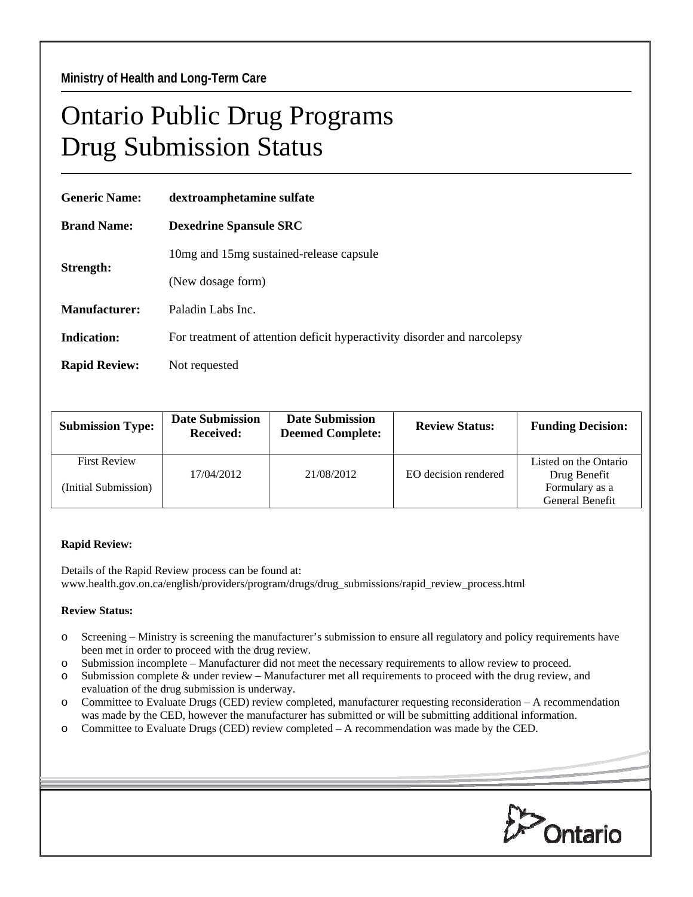**Ministry of Health and Long-Term Care**

# Ontario Public Drug Programs Drug Submission Status

**Generic Name:** **dextroamphetamine sulfate**

**Brand Name:** **Dexedrine Spansule SRC**

**Strength:** 10mg and 15mg sustained-release capsule

(New dosage form)

**Manufacturer:** Paladin Labs Inc.

**Indication:** For treatment of attention deficit hyperactivity disorder and narcolepsy

**Rapid Review:** Not requested

| Submission Type: | Date Submission Received: | Date Submission Deemed Complete: | Review Status: | Funding Decision: |
| --- | --- | --- | --- | --- |
| First Review (Initial Submission) | 17/04/2012 | 21/08/2012 | EO decision rendered | Listed on the Ontario Drug Benefit Formulary as a General Benefit |

**Rapid Review:**

Details of the Rapid Review process can be found at: www.health.gov.on.ca/english/providers/program/drugs/drug_submissions/rapid_review_process.html

**Review Status:**

- Screening – Ministry is screening the manufacturer's submission to ensure all regulatory and policy requirements have been met in order to proceed with the drug review.
- Submission incomplete – Manufacturer did not meet the necessary requirements to allow review to proceed.
- Submission complete & under review – Manufacturer met all requirements to proceed with the drug review, and evaluation of the drug submission is underway.
- Committee to Evaluate Drugs (CED) review completed, manufacturer requesting reconsideration – A recommendation was made by the CED, however the manufacturer has submitted or will be submitting additional information.
- Committee to Evaluate Drugs (CED) review completed – A recommendation was made by the CED.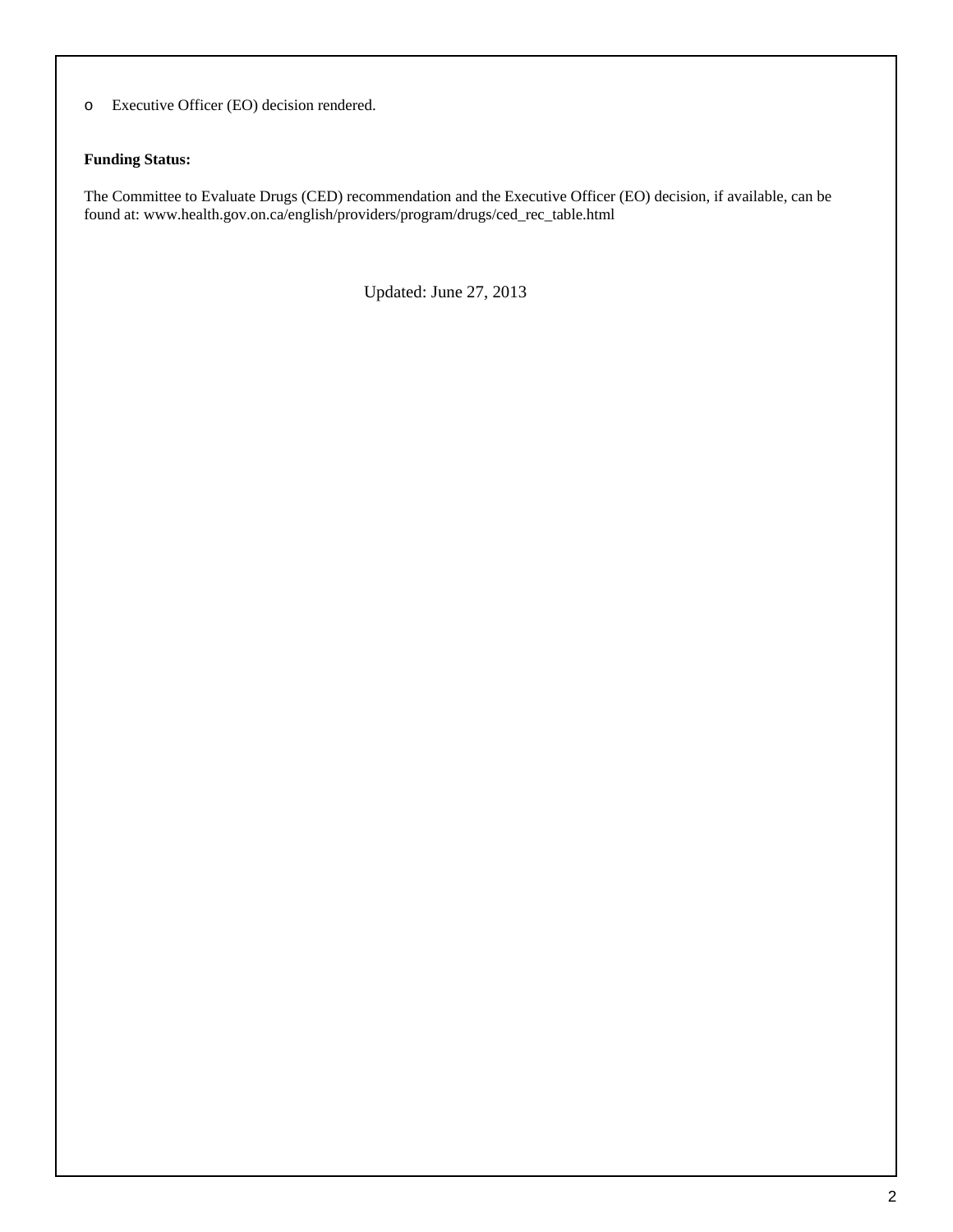- Executive Officer (EO) decision rendered.

**Funding Status:**

The Committee to Evaluate Drugs (CED) recommendation and the Executive Officer (EO) decision, if available, can be found at: www.health.gov.on.ca/english/providers/program/drugs/ced_rec_table.html

Updated: June 27, 2013